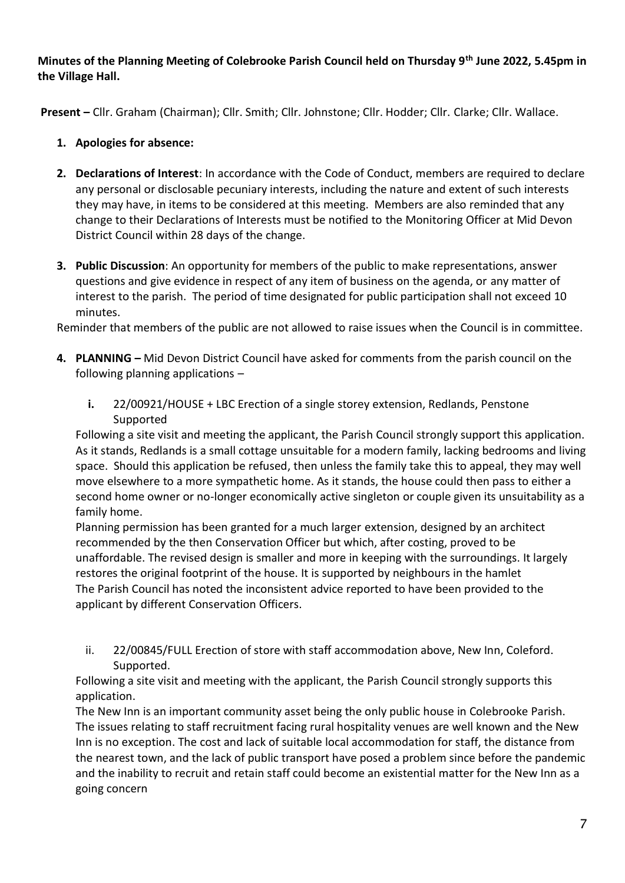**Minutes of the Planning Meeting of Colebrooke Parish Council held on Thursday 9th June 2022, 5.45pm in the Village Hall.**

**Present –** Cllr. Graham (Chairman); Cllr. Smith; Cllr. Johnstone; Cllr. Hodder; Cllr. Clarke; Cllr. Wallace.

1. **Apologies for absence:**
2. **Declarations of Interest**: In accordance with the Code of Conduct, members are required to declare any personal or disclosable pecuniary interests, including the nature and extent of such interests they may have, in items to be considered at this meeting. Members are also reminded that any change to their Declarations of Interests must be notified to the Monitoring Officer at Mid Devon District Council within 28 days of the change.
3. **Public Discussion**: An opportunity for members of the public to make representations, answer questions and give evidence in respect of any item of business on the agenda, or any matter of interest to the parish. The period of time designated for public participation shall not exceed 10 minutes.

Reminder that members of the public are not allowed to raise issues when the Council is in committee.

4. **PLANNING –** Mid Devon District Council have asked for comments from the parish council on the following planning applications –

   **i.** 22/00921/HOUSE + LBC Erection of a single storey extension, Redlands, Penstone Supported

Following a site visit and meeting the applicant, the Parish Council strongly support this application. As it stands, Redlands is a small cottage unsuitable for a modern family, lacking bedrooms and living space. Should this application be refused, then unless the family take this to appeal, they may well move elsewhere to a more sympathetic home. As it stands, the house could then pass to either a second home owner or no-longer economically active singleton or couple given its unsuitability as a family home.

Planning permission has been granted for a much larger extension, designed by an architect recommended by the then Conservation Officer but which, after costing, proved to be unaffordable. The revised design is smaller and more in keeping with the surroundings. It largely restores the original footprint of the house. It is supported by neighbours in the hamlet

The Parish Council has noted the inconsistent advice reported to have been provided to the applicant by different Conservation Officers.

   ii. 22/00845/FULL Erection of store with staff accommodation above, New Inn, Coleford. Supported.

Following a site visit and meeting with the applicant, the Parish Council strongly supports this application.

The New Inn is an important community asset being the only public house in Colebrooke Parish. The issues relating to staff recruitment facing rural hospitality venues are well known and the New Inn is no exception. The cost and lack of suitable local accommodation for staff, the distance from the nearest town, and the lack of public transport have posed a problem since before the pandemic and the inability to recruit and retain staff could become an existential matter for the New Inn as a going concern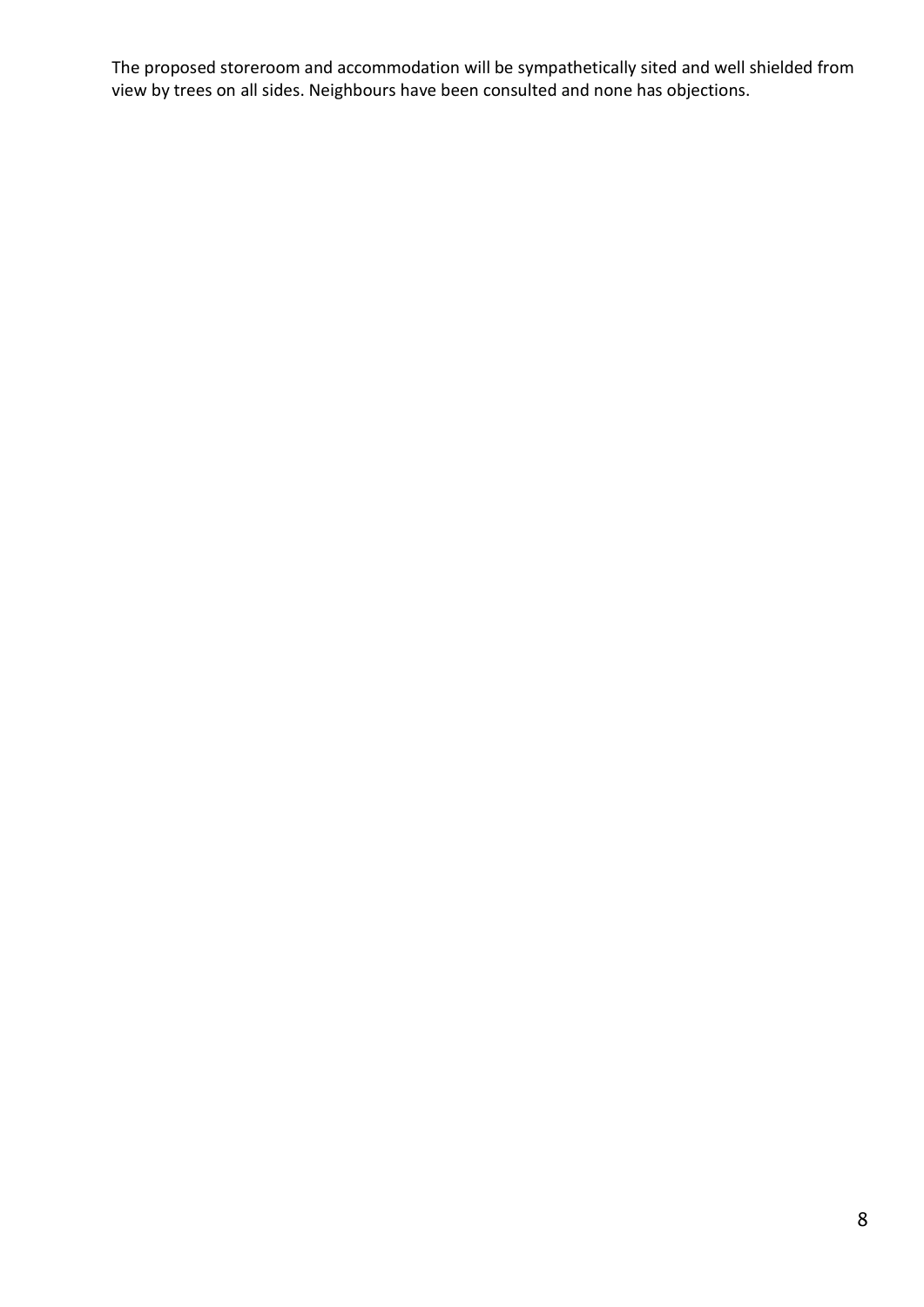The proposed storeroom and accommodation will be sympathetically sited and well shielded from view by trees on all sides. Neighbours have been consulted and none has objections.